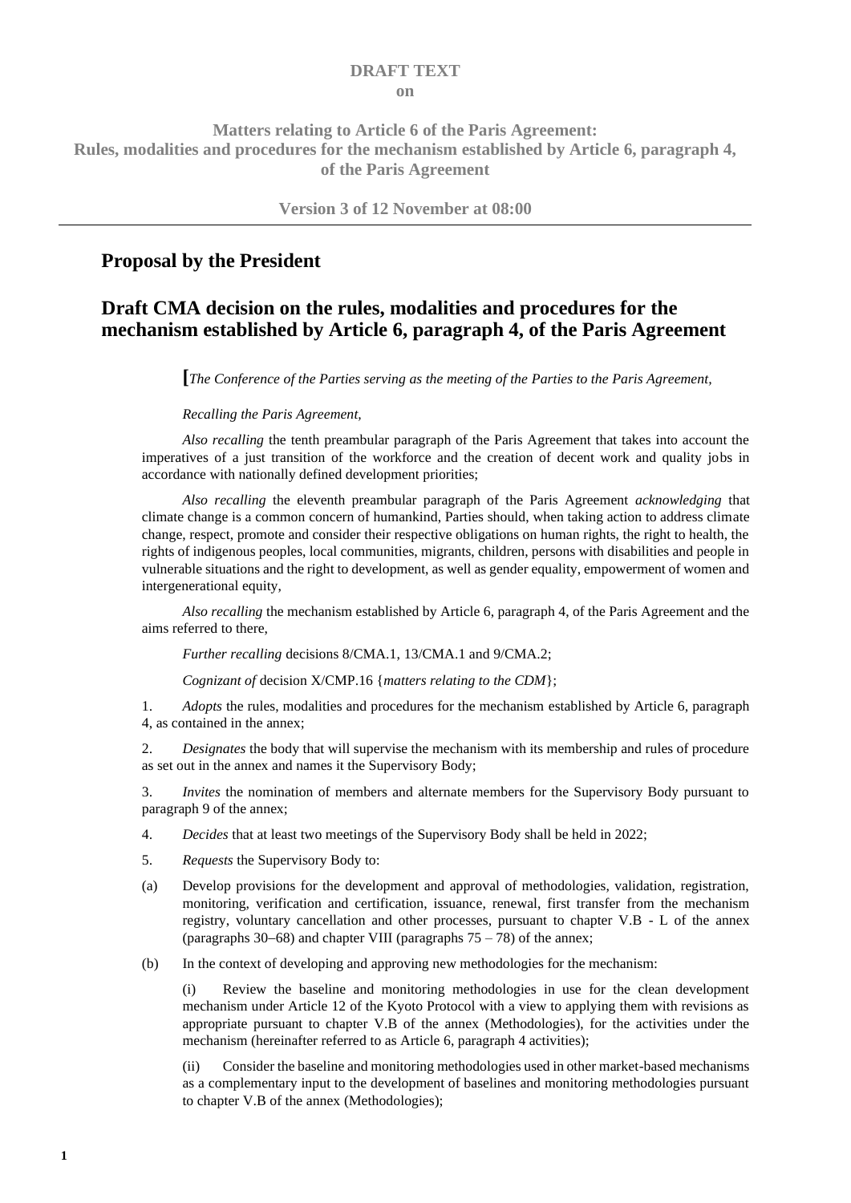**DRAFT TEXT**
**on**

**Matters relating to Article 6 of the Paris Agreement:**
**Rules, modalities and procedures for the mechanism established by Article 6, paragraph 4, of the Paris Agreement**

**Version 3 of 12 November at 08:00**

---

## Proposal by the President

## Draft CMA decision on the rules, modalities and procedures for the mechanism established by Article 6, paragraph 4, of the Paris Agreement

**[***The Conference of the Parties serving as the meeting of the Parties to the Paris Agreement,*

*Recalling the Paris Agreement,*

*Also recalling* the tenth preambular paragraph of the Paris Agreement that takes into account the imperatives of a just transition of the workforce and the creation of decent work and quality jobs in accordance with nationally defined development priorities;

*Also recalling* the eleventh preambular paragraph of the Paris Agreement *acknowledging* that climate change is a common concern of humankind, Parties should, when taking action to address climate change, respect, promote and consider their respective obligations on human rights, the right to health, the rights of indigenous peoples, local communities, migrants, children, persons with disabilities and people in vulnerable situations and the right to development, as well as gender equality, empowerment of women and intergenerational equity,

*Also recalling* the mechanism established by Article 6, paragraph 4, of the Paris Agreement and the aims referred to there,

*Further recalling* decisions 8/CMA.1, 13/CMA.1 and 9/CMA.2;

*Cognizant of* decision X/CMP.16 {*matters relating to the CDM*};

1. *Adopts* the rules, modalities and procedures for the mechanism established by Article 6, paragraph 4, as contained in the annex;

2. *Designates* the body that will supervise the mechanism with its membership and rules of procedure as set out in the annex and names it the Supervisory Body;

3. *Invites* the nomination of members and alternate members for the Supervisory Body pursuant to paragraph 9 of the annex;

4. *Decides* that at least two meetings of the Supervisory Body shall be held in 2022;

5. *Requests* the Supervisory Body to:

(a) Develop provisions for the development and approval of methodologies, validation, registration, monitoring, verification and certification, issuance, renewal, first transfer from the mechanism registry, voluntary cancellation and other processes, pursuant to chapter V.B - L of the annex (paragraphs 30–68) and chapter VIII (paragraphs 75 – 78) of the annex;

(b) In the context of developing and approving new methodologies for the mechanism:

(i) Review the baseline and monitoring methodologies in use for the clean development mechanism under Article 12 of the Kyoto Protocol with a view to applying them with revisions as appropriate pursuant to chapter V.B of the annex (Methodologies), for the activities under the mechanism (hereinafter referred to as Article 6, paragraph 4 activities);

(ii) Consider the baseline and monitoring methodologies used in other market-based mechanisms as a complementary input to the development of baselines and monitoring methodologies pursuant to chapter V.B of the annex (Methodologies);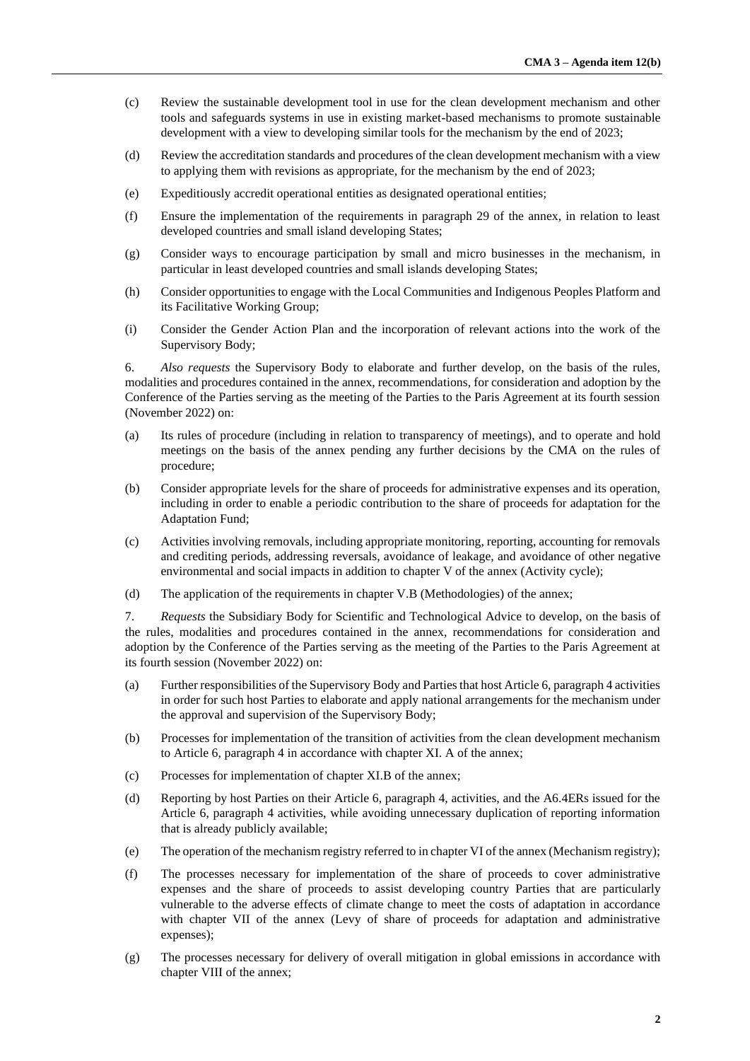(c) Review the sustainable development tool in use for the clean development mechanism and other tools and safeguards systems in use in existing market-based mechanisms to promote sustainable development with a view to developing similar tools for the mechanism by the end of 2023;

(d) Review the accreditation standards and procedures of the clean development mechanism with a view to applying them with revisions as appropriate, for the mechanism by the end of 2023;

(e) Expeditiously accredit operational entities as designated operational entities;

(f) Ensure the implementation of the requirements in paragraph 29 of the annex, in relation to least developed countries and small island developing States;

(g) Consider ways to encourage participation by small and micro businesses in the mechanism, in particular in least developed countries and small islands developing States;

(h) Consider opportunities to engage with the Local Communities and Indigenous Peoples Platform and its Facilitative Working Group;

(i) Consider the Gender Action Plan and the incorporation of relevant actions into the work of the Supervisory Body;

6. *Also requests* the Supervisory Body to elaborate and further develop, on the basis of the rules, modalities and procedures contained in the annex, recommendations, for consideration and adoption by the Conference of the Parties serving as the meeting of the Parties to the Paris Agreement at its fourth session (November 2022) on:

(a) Its rules of procedure (including in relation to transparency of meetings), and to operate and hold meetings on the basis of the annex pending any further decisions by the CMA on the rules of procedure;

(b) Consider appropriate levels for the share of proceeds for administrative expenses and its operation, including in order to enable a periodic contribution to the share of proceeds for adaptation for the Adaptation Fund;

(c) Activities involving removals, including appropriate monitoring, reporting, accounting for removals and crediting periods, addressing reversals, avoidance of leakage, and avoidance of other negative environmental and social impacts in addition to chapter V of the annex (Activity cycle);

(d) The application of the requirements in chapter V.B (Methodologies) of the annex;

7. *Requests* the Subsidiary Body for Scientific and Technological Advice to develop, on the basis of the rules, modalities and procedures contained in the annex, recommendations for consideration and adoption by the Conference of the Parties serving as the meeting of the Parties to the Paris Agreement at its fourth session (November 2022) on:

(a) Further responsibilities of the Supervisory Body and Parties that host Article 6, paragraph 4 activities in order for such host Parties to elaborate and apply national arrangements for the mechanism under the approval and supervision of the Supervisory Body;

(b) Processes for implementation of the transition of activities from the clean development mechanism to Article 6, paragraph 4 in accordance with chapter XI. A of the annex;

(c) Processes for implementation of chapter XI.B of the annex;

(d) Reporting by host Parties on their Article 6, paragraph 4, activities, and the A6.4ERs issued for the Article 6, paragraph 4 activities, while avoiding unnecessary duplication of reporting information that is already publicly available;

(e) The operation of the mechanism registry referred to in chapter VI of the annex (Mechanism registry);

(f) The processes necessary for implementation of the share of proceeds to cover administrative expenses and the share of proceeds to assist developing country Parties that are particularly vulnerable to the adverse effects of climate change to meet the costs of adaptation in accordance with chapter VII of the annex (Levy of share of proceeds for adaptation and administrative expenses);

(g) The processes necessary for delivery of overall mitigation in global emissions in accordance with chapter VIII of the annex;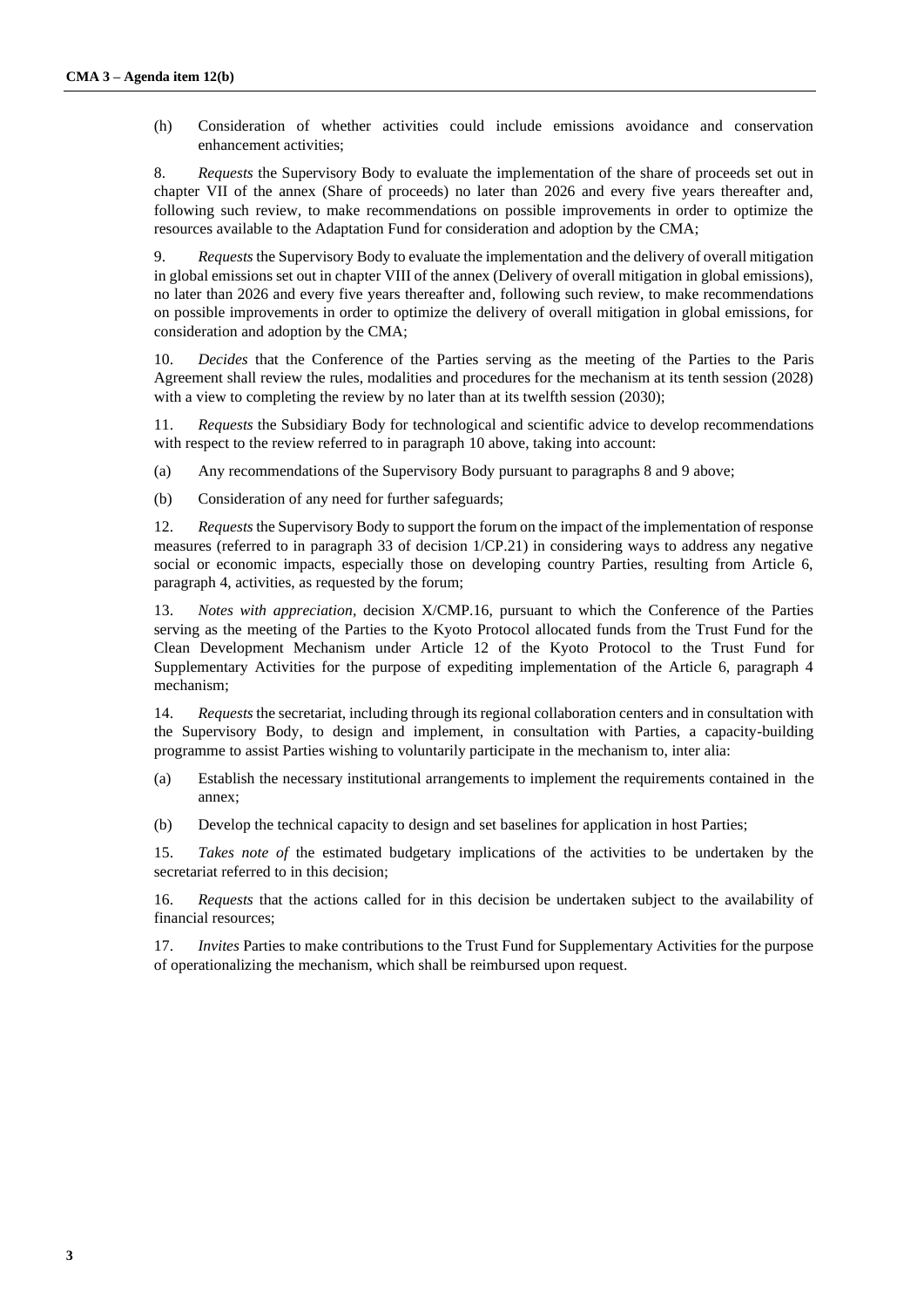(h) Consideration of whether activities could include emissions avoidance and conservation enhancement activities;

8. *Requests* the Supervisory Body to evaluate the implementation of the share of proceeds set out in chapter VII of the annex (Share of proceeds) no later than 2026 and every five years thereafter and, following such review, to make recommendations on possible improvements in order to optimize the resources available to the Adaptation Fund for consideration and adoption by the CMA;

9. *Requests* the Supervisory Body to evaluate the implementation and the delivery of overall mitigation in global emissions set out in chapter VIII of the annex (Delivery of overall mitigation in global emissions), no later than 2026 and every five years thereafter and, following such review, to make recommendations on possible improvements in order to optimize the delivery of overall mitigation in global emissions, for consideration and adoption by the CMA;

10. *Decides* that the Conference of the Parties serving as the meeting of the Parties to the Paris Agreement shall review the rules, modalities and procedures for the mechanism at its tenth session (2028) with a view to completing the review by no later than at its twelfth session (2030);

11. *Requests* the Subsidiary Body for technological and scientific advice to develop recommendations with respect to the review referred to in paragraph 10 above, taking into account:

(a) Any recommendations of the Supervisory Body pursuant to paragraphs 8 and 9 above;

(b) Consideration of any need for further safeguards;

12. *Requests* the Supervisory Body to support the forum on the impact of the implementation of response measures (referred to in paragraph 33 of decision 1/CP.21) in considering ways to address any negative social or economic impacts, especially those on developing country Parties, resulting from Article 6, paragraph 4, activities, as requested by the forum;

13. *Notes with appreciation,* decision X/CMP.16, pursuant to which the Conference of the Parties serving as the meeting of the Parties to the Kyoto Protocol allocated funds from the Trust Fund for the Clean Development Mechanism under Article 12 of the Kyoto Protocol to the Trust Fund for Supplementary Activities for the purpose of expediting implementation of the Article 6, paragraph 4 mechanism;

14. *Requests* the secretariat, including through its regional collaboration centers and in consultation with the Supervisory Body, to design and implement, in consultation with Parties, a capacity-building programme to assist Parties wishing to voluntarily participate in the mechanism to, inter alia:

(a) Establish the necessary institutional arrangements to implement the requirements contained in the annex;

(b) Develop the technical capacity to design and set baselines for application in host Parties;

15. *Takes note of* the estimated budgetary implications of the activities to be undertaken by the secretariat referred to in this decision;

16. *Requests* that the actions called for in this decision be undertaken subject to the availability of financial resources;

17. *Invites* Parties to make contributions to the Trust Fund for Supplementary Activities for the purpose of operationalizing the mechanism, which shall be reimbursed upon request.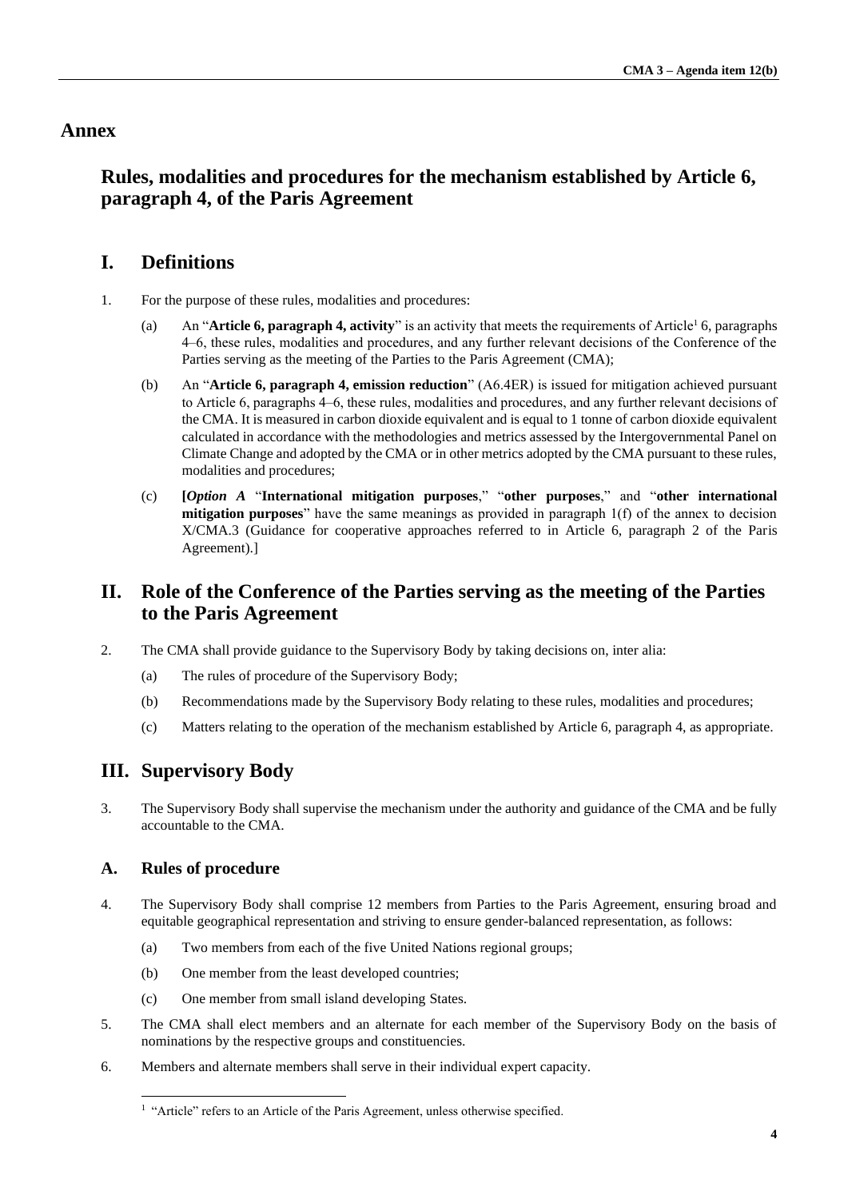## Annex

## Rules, modalities and procedures for the mechanism established by Article 6, paragraph 4, of the Paris Agreement

## I. Definitions

1. For the purpose of these rules, modalities and procedures:

   (a) An "**Article 6, paragraph 4, activity**" is an activity that meets the requirements of Article[1] 6, paragraphs 4–6, these rules, modalities and procedures, and any further relevant decisions of the Conference of the Parties serving as the meeting of the Parties to the Paris Agreement (CMA);

   (b) An "**Article 6, paragraph 4, emission reduction**" (A6.4ER) is issued for mitigation achieved pursuant to Article 6, paragraphs 4–6, these rules, modalities and procedures, and any further relevant decisions of the CMA. It is measured in carbon dioxide equivalent and is equal to 1 tonne of carbon dioxide equivalent calculated in accordance with the methodologies and metrics assessed by the Intergovernmental Panel on Climate Change and adopted by the CMA or in other metrics adopted by the CMA pursuant to these rules, modalities and procedures;

   (c) **[*Option A*** "**International mitigation purposes**," "**other purposes**," and "**other international mitigation purposes**" have the same meanings as provided in paragraph 1(f) of the annex to decision X/CMA.3 (Guidance for cooperative approaches referred to in Article 6, paragraph 2 of the Paris Agreement).]

## II. Role of the Conference of the Parties serving as the meeting of the Parties to the Paris Agreement

2. The CMA shall provide guidance to the Supervisory Body by taking decisions on, inter alia:

   (a) The rules of procedure of the Supervisory Body;

   (b) Recommendations made by the Supervisory Body relating to these rules, modalities and procedures;

   (c) Matters relating to the operation of the mechanism established by Article 6, paragraph 4, as appropriate.

## III. Supervisory Body

3. The Supervisory Body shall supervise the mechanism under the authority and guidance of the CMA and be fully accountable to the CMA.

### A. Rules of procedure

4. The Supervisory Body shall comprise 12 members from Parties to the Paris Agreement, ensuring broad and equitable geographical representation and striving to ensure gender-balanced representation, as follows:

   (a) Two members from each of the five United Nations regional groups;

   (b) One member from the least developed countries;

   (c) One member from small island developing States.

5. The CMA shall elect members and an alternate for each member of the Supervisory Body on the basis of nominations by the respective groups and constituencies.

6. Members and alternate members shall serve in their individual expert capacity.

[1] "Article" refers to an Article of the Paris Agreement, unless otherwise specified.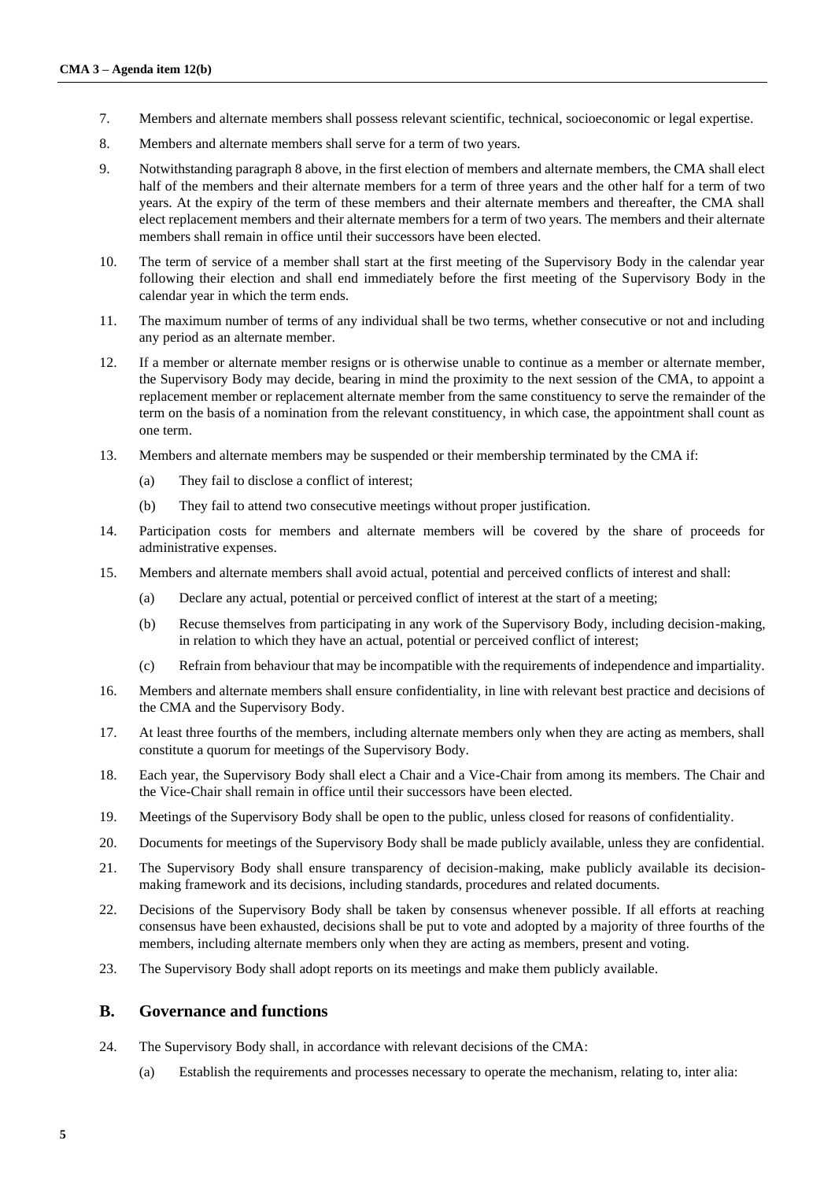7. Members and alternate members shall possess relevant scientific, technical, socioeconomic or legal expertise.

8. Members and alternate members shall serve for a term of two years.

9. Notwithstanding paragraph 8 above, in the first election of members and alternate members, the CMA shall elect half of the members and their alternate members for a term of three years and the other half for a term of two years. At the expiry of the term of these members and their alternate members and thereafter, the CMA shall elect replacement members and their alternate members for a term of two years. The members and their alternate members shall remain in office until their successors have been elected.

10. The term of service of a member shall start at the first meeting of the Supervisory Body in the calendar year following their election and shall end immediately before the first meeting of the Supervisory Body in the calendar year in which the term ends.

11. The maximum number of terms of any individual shall be two terms, whether consecutive or not and including any period as an alternate member.

12. If a member or alternate member resigns or is otherwise unable to continue as a member or alternate member, the Supervisory Body may decide, bearing in mind the proximity to the next session of the CMA, to appoint a replacement member or replacement alternate member from the same constituency to serve the remainder of the term on the basis of a nomination from the relevant constituency, in which case, the appointment shall count as one term.

13. Members and alternate members may be suspended or their membership terminated by the CMA if:

    (a) They fail to disclose a conflict of interest;

    (b) They fail to attend two consecutive meetings without proper justification.

14. Participation costs for members and alternate members will be covered by the share of proceeds for administrative expenses.

15. Members and alternate members shall avoid actual, potential and perceived conflicts of interest and shall:

    (a) Declare any actual, potential or perceived conflict of interest at the start of a meeting;

    (b) Recuse themselves from participating in any work of the Supervisory Body, including decision-making, in relation to which they have an actual, potential or perceived conflict of interest;

    (c) Refrain from behaviour that may be incompatible with the requirements of independence and impartiality.

16. Members and alternate members shall ensure confidentiality, in line with relevant best practice and decisions of the CMA and the Supervisory Body.

17. At least three fourths of the members, including alternate members only when they are acting as members, shall constitute a quorum for meetings of the Supervisory Body.

18. Each year, the Supervisory Body shall elect a Chair and a Vice-Chair from among its members. The Chair and the Vice-Chair shall remain in office until their successors have been elected.

19. Meetings of the Supervisory Body shall be open to the public, unless closed for reasons of confidentiality.

20. Documents for meetings of the Supervisory Body shall be made publicly available, unless they are confidential.

21. The Supervisory Body shall ensure transparency of decision-making, make publicly available its decision-making framework and its decisions, including standards, procedures and related documents.

22. Decisions of the Supervisory Body shall be taken by consensus whenever possible. If all efforts at reaching consensus have been exhausted, decisions shall be put to vote and adopted by a majority of three fourths of the members, including alternate members only when they are acting as members, present and voting.

23. The Supervisory Body shall adopt reports on its meetings and make them publicly available.

## B. Governance and functions

24. The Supervisory Body shall, in accordance with relevant decisions of the CMA:

    (a) Establish the requirements and processes necessary to operate the mechanism, relating to, inter alia: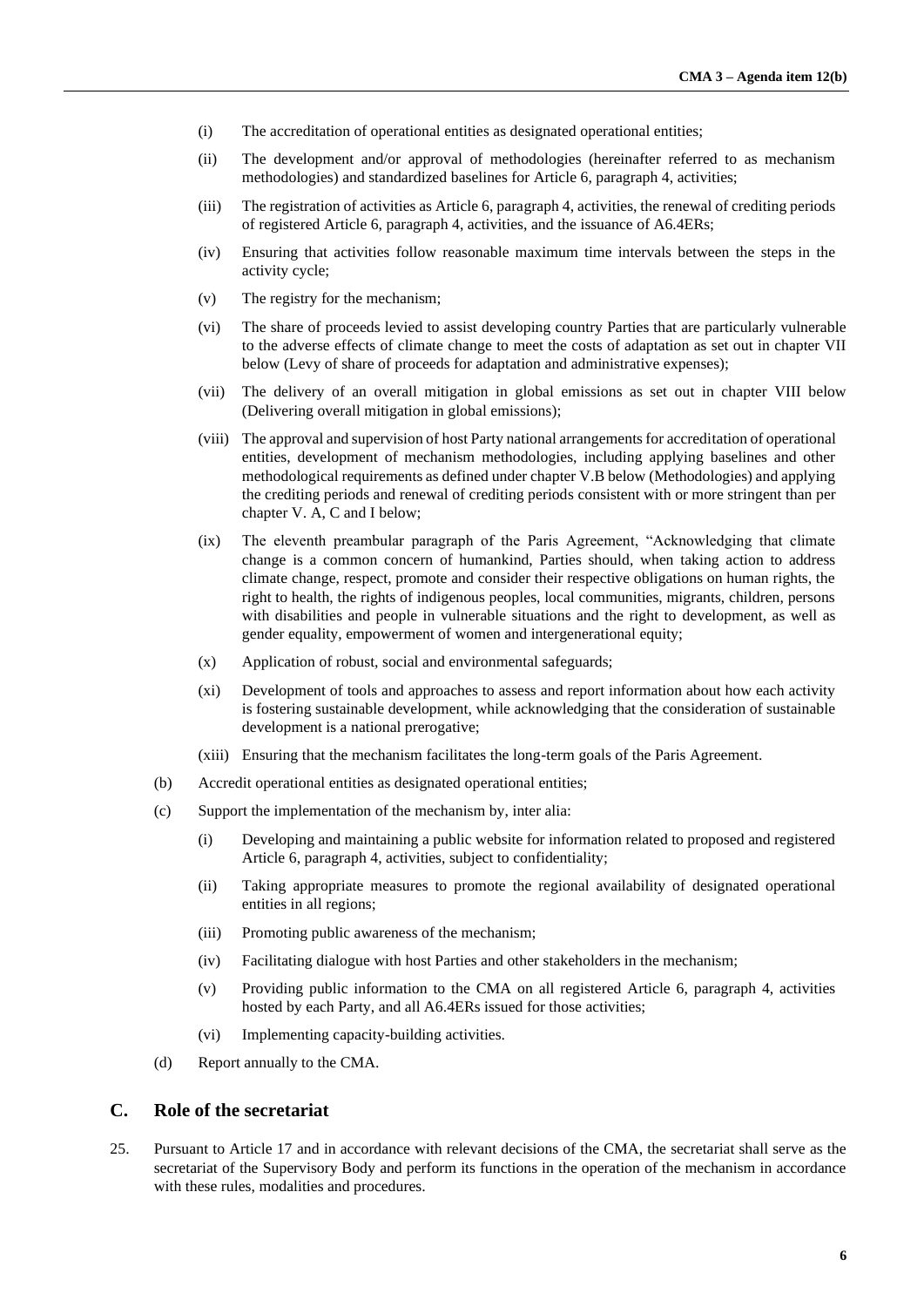(i) The accreditation of operational entities as designated operational entities;

(ii) The development and/or approval of methodologies (hereinafter referred to as mechanism methodologies) and standardized baselines for Article 6, paragraph 4, activities;

(iii) The registration of activities as Article 6, paragraph 4, activities, the renewal of crediting periods of registered Article 6, paragraph 4, activities, and the issuance of A6.4ERs;

(iv) Ensuring that activities follow reasonable maximum time intervals between the steps in the activity cycle;

(v) The registry for the mechanism;

(vi) The share of proceeds levied to assist developing country Parties that are particularly vulnerable to the adverse effects of climate change to meet the costs of adaptation as set out in chapter VII below (Levy of share of proceeds for adaptation and administrative expenses);

(vii) The delivery of an overall mitigation in global emissions as set out in chapter VIII below (Delivering overall mitigation in global emissions);

(viii) The approval and supervision of host Party national arrangements for accreditation of operational entities, development of mechanism methodologies, including applying baselines and other methodological requirements as defined under chapter V.B below (Methodologies) and applying the crediting periods and renewal of crediting periods consistent with or more stringent than per chapter V. A, C and I below;

(ix) The eleventh preambular paragraph of the Paris Agreement, "Acknowledging that climate change is a common concern of humankind, Parties should, when taking action to address climate change, respect, promote and consider their respective obligations on human rights, the right to health, the rights of indigenous peoples, local communities, migrants, children, persons with disabilities and people in vulnerable situations and the right to development, as well as gender equality, empowerment of women and intergenerational equity;

(x) Application of robust, social and environmental safeguards;

(xi) Development of tools and approaches to assess and report information about how each activity is fostering sustainable development, while acknowledging that the consideration of sustainable development is a national prerogative;

(xiii) Ensuring that the mechanism facilitates the long-term goals of the Paris Agreement.

(b) Accredit operational entities as designated operational entities;

(c) Support the implementation of the mechanism by, inter alia:

(i) Developing and maintaining a public website for information related to proposed and registered Article 6, paragraph 4, activities, subject to confidentiality;

(ii) Taking appropriate measures to promote the regional availability of designated operational entities in all regions;

(iii) Promoting public awareness of the mechanism;

(iv) Facilitating dialogue with host Parties and other stakeholders in the mechanism;

(v) Providing public information to the CMA on all registered Article 6, paragraph 4, activities hosted by each Party, and all A6.4ERs issued for those activities;

(vi) Implementing capacity-building activities.

(d) Report annually to the CMA.

## C. Role of the secretariat

25. Pursuant to Article 17 and in accordance with relevant decisions of the CMA, the secretariat shall serve as the secretariat of the Supervisory Body and perform its functions in the operation of the mechanism in accordance with these rules, modalities and procedures.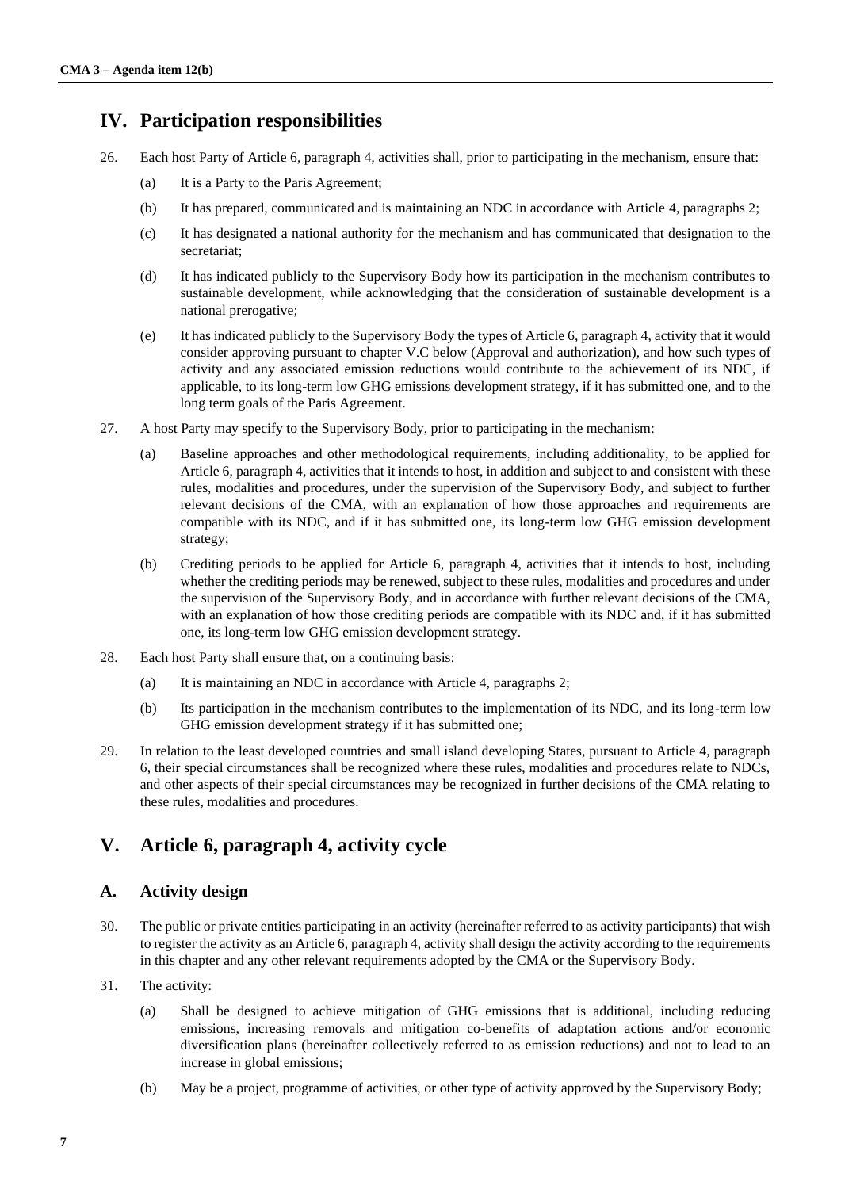## IV. Participation responsibilities

26. Each host Party of Article 6, paragraph 4, activities shall, prior to participating in the mechanism, ensure that:

    (a) It is a Party to the Paris Agreement;

    (b) It has prepared, communicated and is maintaining an NDC in accordance with Article 4, paragraphs 2;

    (c) It has designated a national authority for the mechanism and has communicated that designation to the secretariat;

    (d) It has indicated publicly to the Supervisory Body how its participation in the mechanism contributes to sustainable development, while acknowledging that the consideration of sustainable development is a national prerogative;

    (e) It has indicated publicly to the Supervisory Body the types of Article 6, paragraph 4, activity that it would consider approving pursuant to chapter V.C below (Approval and authorization), and how such types of activity and any associated emission reductions would contribute to the achievement of its NDC, if applicable, to its long-term low GHG emissions development strategy, if it has submitted one, and to the long term goals of the Paris Agreement.

27. A host Party may specify to the Supervisory Body, prior to participating in the mechanism:

    (a) Baseline approaches and other methodological requirements, including additionality, to be applied for Article 6, paragraph 4, activities that it intends to host, in addition and subject to and consistent with these rules, modalities and procedures, under the supervision of the Supervisory Body, and subject to further relevant decisions of the CMA, with an explanation of how those approaches and requirements are compatible with its NDC, and if it has submitted one, its long-term low GHG emission development strategy;

    (b) Crediting periods to be applied for Article 6, paragraph 4, activities that it intends to host, including whether the crediting periods may be renewed, subject to these rules, modalities and procedures and under the supervision of the Supervisory Body, and in accordance with further relevant decisions of the CMA, with an explanation of how those crediting periods are compatible with its NDC and, if it has submitted one, its long-term low GHG emission development strategy.

28. Each host Party shall ensure that, on a continuing basis:

    (a) It is maintaining an NDC in accordance with Article 4, paragraphs 2;

    (b) Its participation in the mechanism contributes to the implementation of its NDC, and its long-term low GHG emission development strategy if it has submitted one;

29. In relation to the least developed countries and small island developing States, pursuant to Article 4, paragraph 6, their special circumstances shall be recognized where these rules, modalities and procedures relate to NDCs, and other aspects of their special circumstances may be recognized in further decisions of the CMA relating to these rules, modalities and procedures.

## V. Article 6, paragraph 4, activity cycle

### A. Activity design

30. The public or private entities participating in an activity (hereinafter referred to as activity participants) that wish to register the activity as an Article 6, paragraph 4, activity shall design the activity according to the requirements in this chapter and any other relevant requirements adopted by the CMA or the Supervisory Body.

31. The activity:

    (a) Shall be designed to achieve mitigation of GHG emissions that is additional, including reducing emissions, increasing removals and mitigation co-benefits of adaptation actions and/or economic diversification plans (hereinafter collectively referred to as emission reductions) and not to lead to an increase in global emissions;

    (b) May be a project, programme of activities, or other type of activity approved by the Supervisory Body;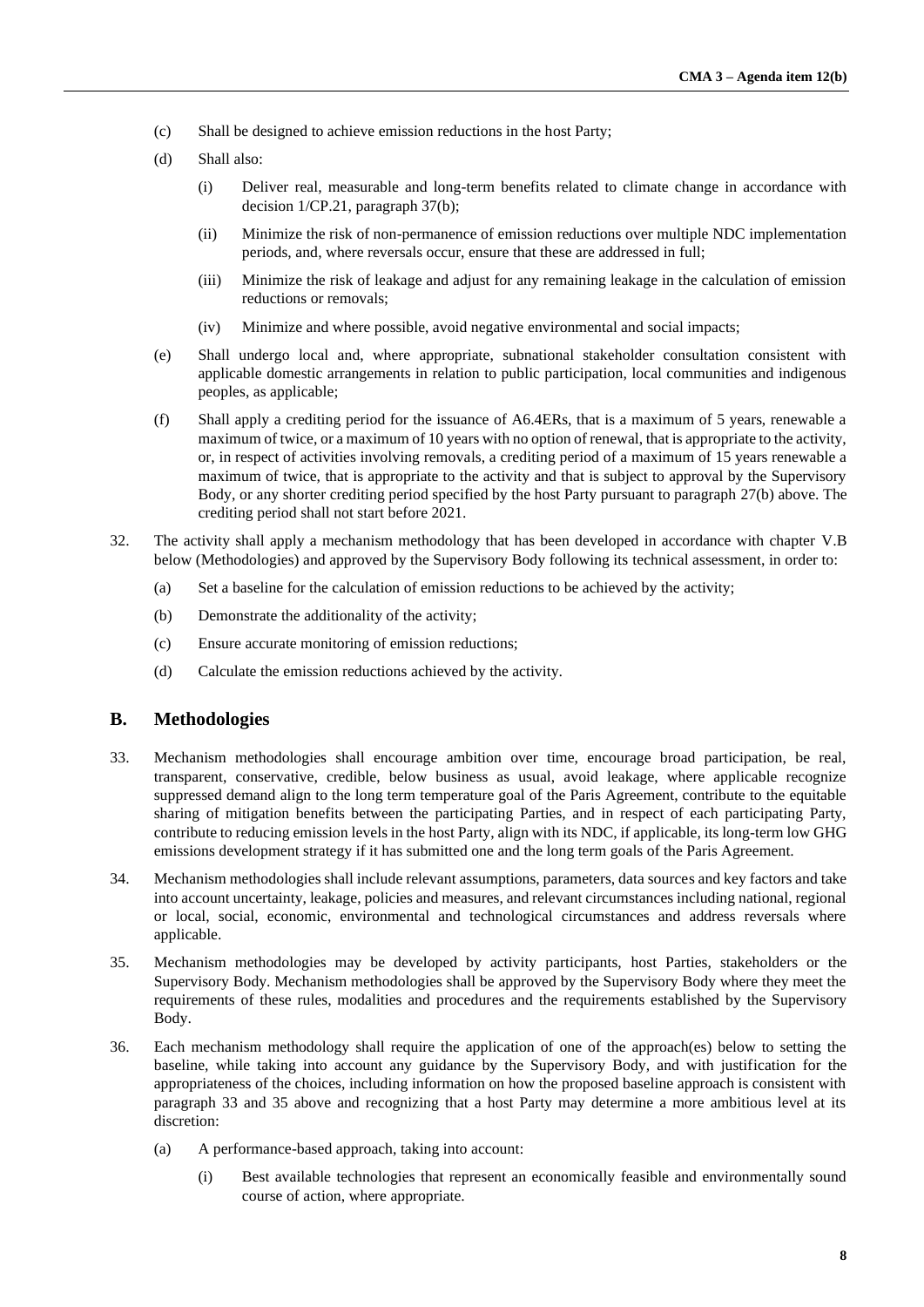(c) Shall be designed to achieve emission reductions in the host Party;

(d) Shall also:

   (i) Deliver real, measurable and long-term benefits related to climate change in accordance with decision 1/CP.21, paragraph 37(b);

   (ii) Minimize the risk of non-permanence of emission reductions over multiple NDC implementation periods, and, where reversals occur, ensure that these are addressed in full;

   (iii) Minimize the risk of leakage and adjust for any remaining leakage in the calculation of emission reductions or removals;

   (iv) Minimize and where possible, avoid negative environmental and social impacts;

(e) Shall undergo local and, where appropriate, subnational stakeholder consultation consistent with applicable domestic arrangements in relation to public participation, local communities and indigenous peoples, as applicable;

(f) Shall apply a crediting period for the issuance of A6.4ERs, that is a maximum of 5 years, renewable a maximum of twice, or a maximum of 10 years with no option of renewal, that is appropriate to the activity, or, in respect of activities involving removals, a crediting period of a maximum of 15 years renewable a maximum of twice, that is appropriate to the activity and that is subject to approval by the Supervisory Body, or any shorter crediting period specified by the host Party pursuant to paragraph 27(b) above. The crediting period shall not start before 2021.

32. The activity shall apply a mechanism methodology that has been developed in accordance with chapter V.B below (Methodologies) and approved by the Supervisory Body following its technical assessment, in order to:

(a) Set a baseline for the calculation of emission reductions to be achieved by the activity;

(b) Demonstrate the additionality of the activity;

(c) Ensure accurate monitoring of emission reductions;

(d) Calculate the emission reductions achieved by the activity.

## B. Methodologies

33. Mechanism methodologies shall encourage ambition over time, encourage broad participation, be real, transparent, conservative, credible, below business as usual, avoid leakage, where applicable recognize suppressed demand align to the long term temperature goal of the Paris Agreement, contribute to the equitable sharing of mitigation benefits between the participating Parties, and in respect of each participating Party, contribute to reducing emission levels in the host Party, align with its NDC, if applicable, its long-term low GHG emissions development strategy if it has submitted one and the long term goals of the Paris Agreement.

34. Mechanism methodologies shall include relevant assumptions, parameters, data sources and key factors and take into account uncertainty, leakage, policies and measures, and relevant circumstances including national, regional or local, social, economic, environmental and technological circumstances and address reversals where applicable.

35. Mechanism methodologies may be developed by activity participants, host Parties, stakeholders or the Supervisory Body. Mechanism methodologies shall be approved by the Supervisory Body where they meet the requirements of these rules, modalities and procedures and the requirements established by the Supervisory Body.

36. Each mechanism methodology shall require the application of one of the approach(es) below to setting the baseline, while taking into account any guidance by the Supervisory Body, and with justification for the appropriateness of the choices, including information on how the proposed baseline approach is consistent with paragraph 33 and 35 above and recognizing that a host Party may determine a more ambitious level at its discretion:

(a) A performance-based approach, taking into account:

   (i) Best available technologies that represent an economically feasible and environmentally sound course of action, where appropriate.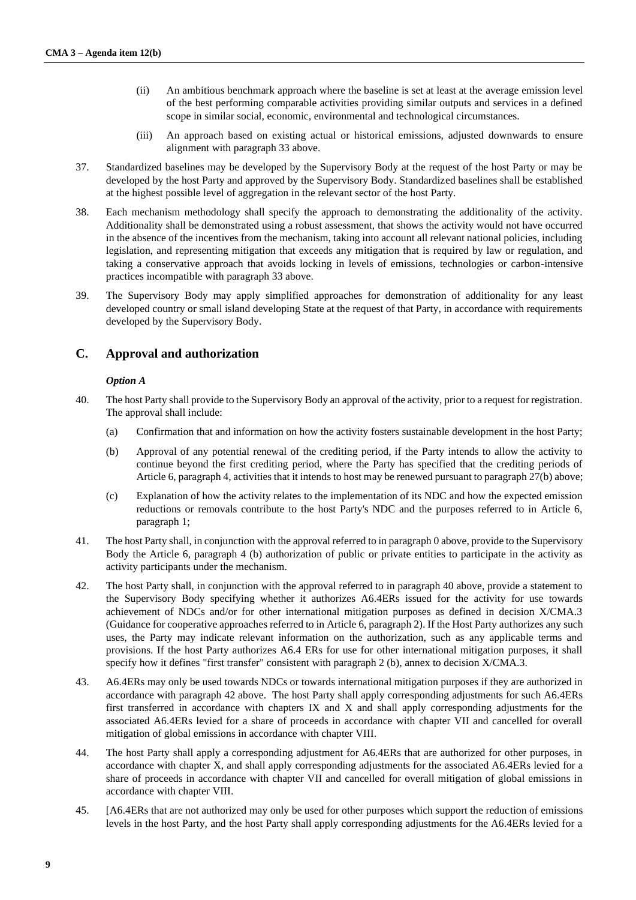(ii) An ambitious benchmark approach where the baseline is set at least at the average emission level of the best performing comparable activities providing similar outputs and services in a defined scope in similar social, economic, environmental and technological circumstances.

(iii) An approach based on existing actual or historical emissions, adjusted downwards to ensure alignment with paragraph 33 above.

37. Standardized baselines may be developed by the Supervisory Body at the request of the host Party or may be developed by the host Party and approved by the Supervisory Body. Standardized baselines shall be established at the highest possible level of aggregation in the relevant sector of the host Party.

38. Each mechanism methodology shall specify the approach to demonstrating the additionality of the activity. Additionality shall be demonstrated using a robust assessment, that shows the activity would not have occurred in the absence of the incentives from the mechanism, taking into account all relevant national policies, including legislation, and representing mitigation that exceeds any mitigation that is required by law or regulation, and taking a conservative approach that avoids locking in levels of emissions, technologies or carbon-intensive practices incompatible with paragraph 33 above.

39. The Supervisory Body may apply simplified approaches for demonstration of additionality for any least developed country or small island developing State at the request of that Party, in accordance with requirements developed by the Supervisory Body.

## C. Approval and authorization

***Option A***

40. The host Party shall provide to the Supervisory Body an approval of the activity, prior to a request for registration. The approval shall include:

(a) Confirmation that and information on how the activity fosters sustainable development in the host Party;

(b) Approval of any potential renewal of the crediting period, if the Party intends to allow the activity to continue beyond the first crediting period, where the Party has specified that the crediting periods of Article 6, paragraph 4, activities that it intends to host may be renewed pursuant to paragraph 27(b) above;

(c) Explanation of how the activity relates to the implementation of its NDC and how the expected emission reductions or removals contribute to the host Party's NDC and the purposes referred to in Article 6, paragraph 1;

41. The host Party shall, in conjunction with the approval referred to in paragraph 0 above, provide to the Supervisory Body the Article 6, paragraph 4 (b) authorization of public or private entities to participate in the activity as activity participants under the mechanism.

42. The host Party shall, in conjunction with the approval referred to in paragraph 40 above, provide a statement to the Supervisory Body specifying whether it authorizes A6.4ERs issued for the activity for use towards achievement of NDCs and/or for other international mitigation purposes as defined in decision X/CMA.3 (Guidance for cooperative approaches referred to in Article 6, paragraph 2). If the Host Party authorizes any such uses, the Party may indicate relevant information on the authorization, such as any applicable terms and provisions. If the host Party authorizes A6.4 ERs for use for other international mitigation purposes, it shall specify how it defines "first transfer" consistent with paragraph 2 (b), annex to decision X/CMA.3.

43. A6.4ERs may only be used towards NDCs or towards international mitigation purposes if they are authorized in accordance with paragraph 42 above. The host Party shall apply corresponding adjustments for such A6.4ERs first transferred in accordance with chapters IX and X and shall apply corresponding adjustments for the associated A6.4ERs levied for a share of proceeds in accordance with chapter VII and cancelled for overall mitigation of global emissions in accordance with chapter VIII.

44. The host Party shall apply a corresponding adjustment for A6.4ERs that are authorized for other purposes, in accordance with chapter X, and shall apply corresponding adjustments for the associated A6.4ERs levied for a share of proceeds in accordance with chapter VII and cancelled for overall mitigation of global emissions in accordance with chapter VIII.

45. [A6.4ERs that are not authorized may only be used for other purposes which support the reduction of emissions levels in the host Party, and the host Party shall apply corresponding adjustments for the A6.4ERs levied for a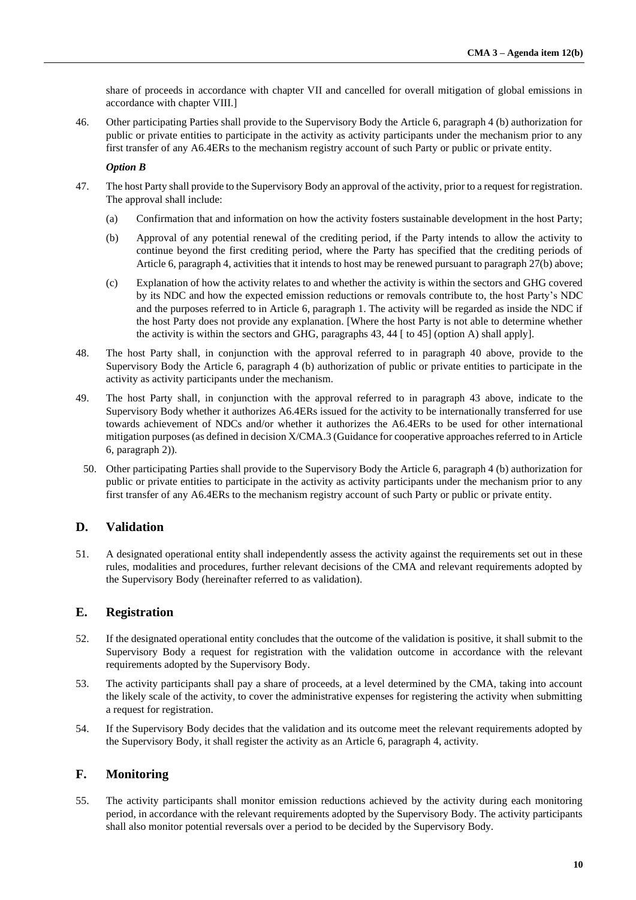share of proceeds in accordance with chapter VII and cancelled for overall mitigation of global emissions in accordance with chapter VIII.]

46. Other participating Parties shall provide to the Supervisory Body the Article 6, paragraph 4 (b) authorization for public or private entities to participate in the activity as activity participants under the mechanism prior to any first transfer of any A6.4ERs to the mechanism registry account of such Party or public or private entity.

***Option B***

47. The host Party shall provide to the Supervisory Body an approval of the activity, prior to a request for registration. The approval shall include:

   (a) Confirmation that and information on how the activity fosters sustainable development in the host Party;

   (b) Approval of any potential renewal of the crediting period, if the Party intends to allow the activity to continue beyond the first crediting period, where the Party has specified that the crediting periods of Article 6, paragraph 4, activities that it intends to host may be renewed pursuant to paragraph 27(b) above;

   (c) Explanation of how the activity relates to and whether the activity is within the sectors and GHG covered by its NDC and how the expected emission reductions or removals contribute to, the host Party's NDC and the purposes referred to in Article 6, paragraph 1. The activity will be regarded as inside the NDC if the host Party does not provide any explanation. [Where the host Party is not able to determine whether the activity is within the sectors and GHG, paragraphs 43, 44 [ to 45] (option A) shall apply].

48. The host Party shall, in conjunction with the approval referred to in paragraph 40 above, provide to the Supervisory Body the Article 6, paragraph 4 (b) authorization of public or private entities to participate in the activity as activity participants under the mechanism.

49. The host Party shall, in conjunction with the approval referred to in paragraph 43 above, indicate to the Supervisory Body whether it authorizes A6.4ERs issued for the activity to be internationally transferred for use towards achievement of NDCs and/or whether it authorizes the A6.4ERs to be used for other international mitigation purposes (as defined in decision X/CMA.3 (Guidance for cooperative approaches referred to in Article 6, paragraph 2)).

50. Other participating Parties shall provide to the Supervisory Body the Article 6, paragraph 4 (b) authorization for public or private entities to participate in the activity as activity participants under the mechanism prior to any first transfer of any A6.4ERs to the mechanism registry account of such Party or public or private entity.

## D. Validation

51. A designated operational entity shall independently assess the activity against the requirements set out in these rules, modalities and procedures, further relevant decisions of the CMA and relevant requirements adopted by the Supervisory Body (hereinafter referred to as validation).

## E. Registration

52. If the designated operational entity concludes that the outcome of the validation is positive, it shall submit to the Supervisory Body a request for registration with the validation outcome in accordance with the relevant requirements adopted by the Supervisory Body.

53. The activity participants shall pay a share of proceeds, at a level determined by the CMA, taking into account the likely scale of the activity, to cover the administrative expenses for registering the activity when submitting a request for registration.

54. If the Supervisory Body decides that the validation and its outcome meet the relevant requirements adopted by the Supervisory Body, it shall register the activity as an Article 6, paragraph 4, activity.

## F. Monitoring

55. The activity participants shall monitor emission reductions achieved by the activity during each monitoring period, in accordance with the relevant requirements adopted by the Supervisory Body. The activity participants shall also monitor potential reversals over a period to be decided by the Supervisory Body.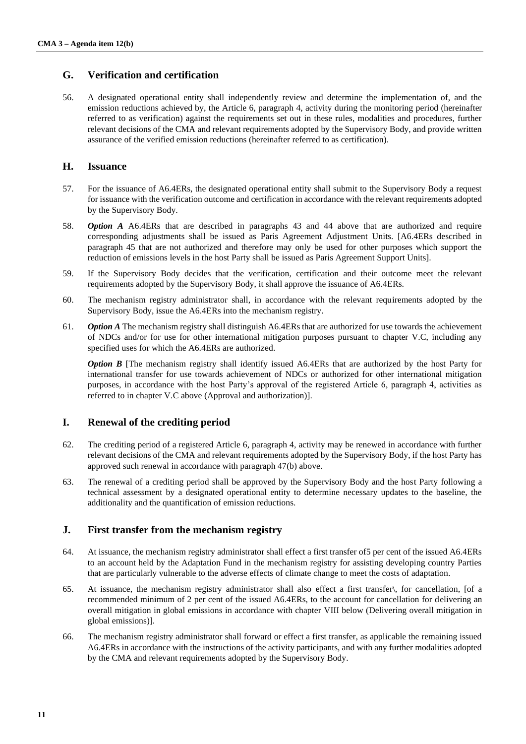## G. Verification and certification

56. A designated operational entity shall independently review and determine the implementation of, and the emission reductions achieved by, the Article 6, paragraph 4, activity during the monitoring period (hereinafter referred to as verification) against the requirements set out in these rules, modalities and procedures, further relevant decisions of the CMA and relevant requirements adopted by the Supervisory Body, and provide written assurance of the verified emission reductions (hereinafter referred to as certification).

## H. Issuance

57. For the issuance of A6.4ERs, the designated operational entity shall submit to the Supervisory Body a request for issuance with the verification outcome and certification in accordance with the relevant requirements adopted by the Supervisory Body.

58. ***Option A*** A6.4ERs that are described in paragraphs 43 and 44 above that are authorized and require corresponding adjustments shall be issued as Paris Agreement Adjustment Units. [A6.4ERs described in paragraph 45 that are not authorized and therefore may only be used for other purposes which support the reduction of emissions levels in the host Party shall be issued as Paris Agreement Support Units].

59. If the Supervisory Body decides that the verification, certification and their outcome meet the relevant requirements adopted by the Supervisory Body, it shall approve the issuance of A6.4ERs.

60. The mechanism registry administrator shall, in accordance with the relevant requirements adopted by the Supervisory Body, issue the A6.4ERs into the mechanism registry.

61. ***Option A*** The mechanism registry shall distinguish A6.4ERs that are authorized for use towards the achievement of NDCs and/or for use for other international mitigation purposes pursuant to chapter V.C, including any specified uses for which the A6.4ERs are authorized.

***Option B*** [The mechanism registry shall identify issued A6.4ERs that are authorized by the host Party for international transfer for use towards achievement of NDCs or authorized for other international mitigation purposes, in accordance with the host Party's approval of the registered Article 6, paragraph 4, activities as referred to in chapter V.C above (Approval and authorization)].

## I. Renewal of the crediting period

62. The crediting period of a registered Article 6, paragraph 4, activity may be renewed in accordance with further relevant decisions of the CMA and relevant requirements adopted by the Supervisory Body, if the host Party has approved such renewal in accordance with paragraph 47(b) above.

63. The renewal of a crediting period shall be approved by the Supervisory Body and the host Party following a technical assessment by a designated operational entity to determine necessary updates to the baseline, the additionality and the quantification of emission reductions.

## J. First transfer from the mechanism registry

64. At issuance, the mechanism registry administrator shall effect a first transfer of5 per cent of the issued A6.4ERs to an account held by the Adaptation Fund in the mechanism registry for assisting developing country Parties that are particularly vulnerable to the adverse effects of climate change to meet the costs of adaptation.

65. At issuance, the mechanism registry administrator shall also effect a first transfer\, for cancellation, [of a recommended minimum of 2 per cent of the issued A6.4ERs, to the account for cancellation for delivering an overall mitigation in global emissions in accordance with chapter VIII below (Delivering overall mitigation in global emissions)].

66. The mechanism registry administrator shall forward or effect a first transfer, as applicable the remaining issued A6.4ERs in accordance with the instructions of the activity participants, and with any further modalities adopted by the CMA and relevant requirements adopted by the Supervisory Body.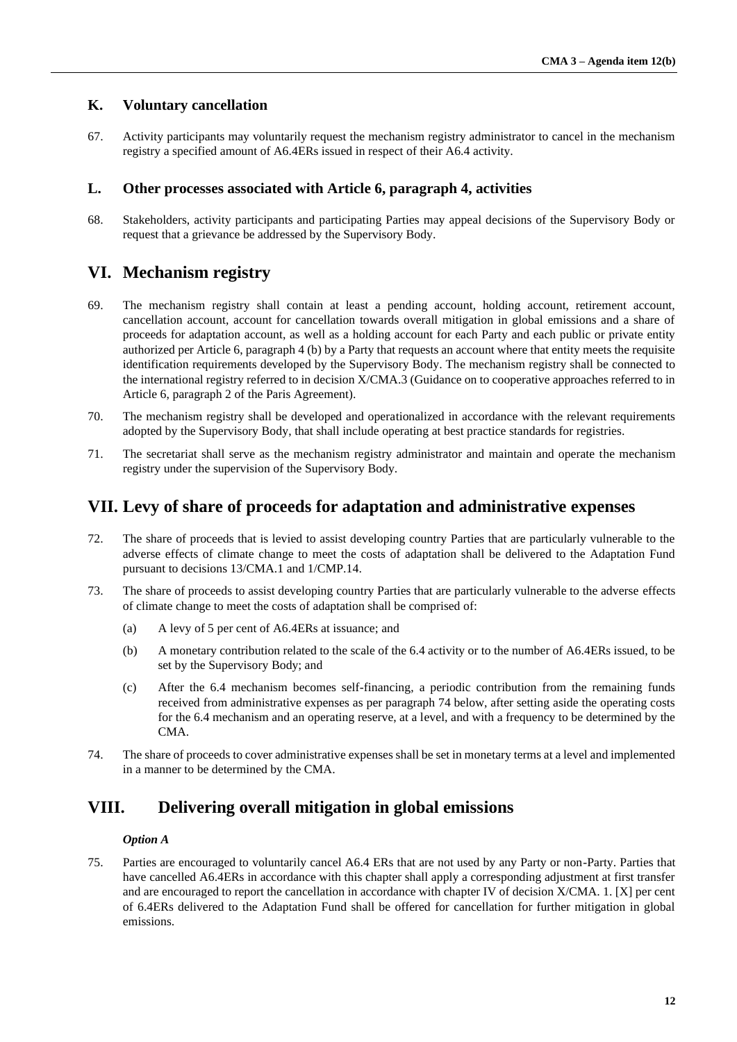## K. Voluntary cancellation

67. Activity participants may voluntarily request the mechanism registry administrator to cancel in the mechanism registry a specified amount of A6.4ERs issued in respect of their A6.4 activity.

## L. Other processes associated with Article 6, paragraph 4, activities

68. Stakeholders, activity participants and participating Parties may appeal decisions of the Supervisory Body or request that a grievance be addressed by the Supervisory Body.

# VI. Mechanism registry

69. The mechanism registry shall contain at least a pending account, holding account, retirement account, cancellation account, account for cancellation towards overall mitigation in global emissions and a share of proceeds for adaptation account, as well as a holding account for each Party and each public or private entity authorized per Article 6, paragraph 4 (b) by a Party that requests an account where that entity meets the requisite identification requirements developed by the Supervisory Body. The mechanism registry shall be connected to the international registry referred to in decision X/CMA.3 (Guidance on to cooperative approaches referred to in Article 6, paragraph 2 of the Paris Agreement).

70. The mechanism registry shall be developed and operationalized in accordance with the relevant requirements adopted by the Supervisory Body, that shall include operating at best practice standards for registries.

71. The secretariat shall serve as the mechanism registry administrator and maintain and operate the mechanism registry under the supervision of the Supervisory Body.

# VII. Levy of share of proceeds for adaptation and administrative expenses

72. The share of proceeds that is levied to assist developing country Parties that are particularly vulnerable to the adverse effects of climate change to meet the costs of adaptation shall be delivered to the Adaptation Fund pursuant to decisions 13/CMA.1 and 1/CMP.14.

73. The share of proceeds to assist developing country Parties that are particularly vulnerable to the adverse effects of climate change to meet the costs of adaptation shall be comprised of:

   (a) A levy of 5 per cent of A6.4ERs at issuance; and

   (b) A monetary contribution related to the scale of the 6.4 activity or to the number of A6.4ERs issued, to be set by the Supervisory Body; and

   (c) After the 6.4 mechanism becomes self-financing, a periodic contribution from the remaining funds received from administrative expenses as per paragraph 74 below, after setting aside the operating costs for the 6.4 mechanism and an operating reserve, at a level, and with a frequency to be determined by the CMA.

74. The share of proceeds to cover administrative expenses shall be set in monetary terms at a level and implemented in a manner to be determined by the CMA.

# VIII. Delivering overall mitigation in global emissions

***Option A***

75. Parties are encouraged to voluntarily cancel A6.4 ERs that are not used by any Party or non-Party. Parties that have cancelled A6.4ERs in accordance with this chapter shall apply a corresponding adjustment at first transfer and are encouraged to report the cancellation in accordance with chapter IV of decision X/CMA. 1. [X] per cent of 6.4ERs delivered to the Adaptation Fund shall be offered for cancellation for further mitigation in global emissions.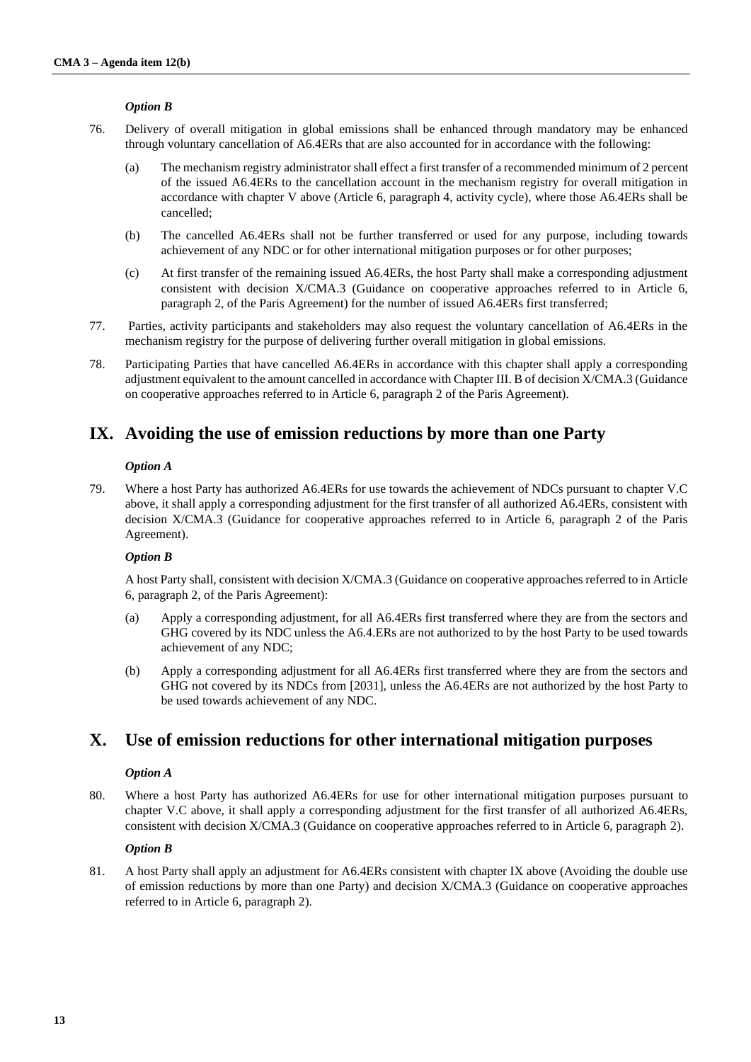*Option B*

76. Delivery of overall mitigation in global emissions shall be enhanced through mandatory may be enhanced through voluntary cancellation of A6.4ERs that are also accounted for in accordance with the following:

   (a) The mechanism registry administrator shall effect a first transfer of a recommended minimum of 2 percent of the issued A6.4ERs to the cancellation account in the mechanism registry for overall mitigation in accordance with chapter V above (Article 6, paragraph 4, activity cycle), where those A6.4ERs shall be cancelled;

   (b) The cancelled A6.4ERs shall not be further transferred or used for any purpose, including towards achievement of any NDC or for other international mitigation purposes or for other purposes;

   (c) At first transfer of the remaining issued A6.4ERs, the host Party shall make a corresponding adjustment consistent with decision X/CMA.3 (Guidance on cooperative approaches referred to in Article 6, paragraph 2, of the Paris Agreement) for the number of issued A6.4ERs first transferred;

77. Parties, activity participants and stakeholders may also request the voluntary cancellation of A6.4ERs in the mechanism registry for the purpose of delivering further overall mitigation in global emissions.

78. Participating Parties that have cancelled A6.4ERs in accordance with this chapter shall apply a corresponding adjustment equivalent to the amount cancelled in accordance with Chapter III. B of decision X/CMA.3 (Guidance on cooperative approaches referred to in Article 6, paragraph 2 of the Paris Agreement).

## IX. Avoiding the use of emission reductions by more than one Party

*Option A*

79. Where a host Party has authorized A6.4ERs for use towards the achievement of NDCs pursuant to chapter V.C above, it shall apply a corresponding adjustment for the first transfer of all authorized A6.4ERs, consistent with decision X/CMA.3 (Guidance for cooperative approaches referred to in Article 6, paragraph 2 of the Paris Agreement).

*Option B*

A host Party shall, consistent with decision X/CMA.3 (Guidance on cooperative approaches referred to in Article 6, paragraph 2, of the Paris Agreement):

   (a) Apply a corresponding adjustment, for all A6.4ERs first transferred where they are from the sectors and GHG covered by its NDC unless the A6.4.ERs are not authorized to by the host Party to be used towards achievement of any NDC;

   (b) Apply a corresponding adjustment for all A6.4ERs first transferred where they are from the sectors and GHG not covered by its NDCs from [2031], unless the A6.4ERs are not authorized by the host Party to be used towards achievement of any NDC.

## X. Use of emission reductions for other international mitigation purposes

*Option A*

80. Where a host Party has authorized A6.4ERs for use for other international mitigation purposes pursuant to chapter V.C above, it shall apply a corresponding adjustment for the first transfer of all authorized A6.4ERs, consistent with decision X/CMA.3 (Guidance on cooperative approaches referred to in Article 6, paragraph 2).

*Option B*

81. A host Party shall apply an adjustment for A6.4ERs consistent with chapter IX above (Avoiding the double use of emission reductions by more than one Party) and decision X/CMA.3 (Guidance on cooperative approaches referred to in Article 6, paragraph 2).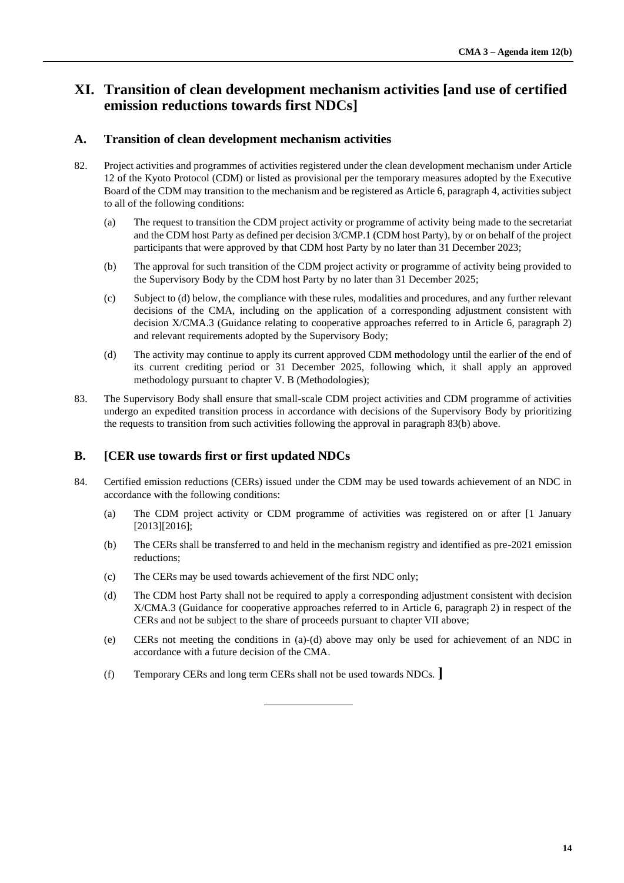# XI. Transition of clean development mechanism activities [and use of certified emission reductions towards first NDCs]

## A. Transition of clean development mechanism activities

82. Project activities and programmes of activities registered under the clean development mechanism under Article 12 of the Kyoto Protocol (CDM) or listed as provisional per the temporary measures adopted by the Executive Board of the CDM may transition to the mechanism and be registered as Article 6, paragraph 4, activities subject to all of the following conditions:

    (a) The request to transition the CDM project activity or programme of activity being made to the secretariat and the CDM host Party as defined per decision 3/CMP.1 (CDM host Party), by or on behalf of the project participants that were approved by that CDM host Party by no later than 31 December 2023;

    (b) The approval for such transition of the CDM project activity or programme of activity being provided to the Supervisory Body by the CDM host Party by no later than 31 December 2025;

    (c) Subject to (d) below, the compliance with these rules, modalities and procedures, and any further relevant decisions of the CMA, including on the application of a corresponding adjustment consistent with decision X/CMA.3 (Guidance relating to cooperative approaches referred to in Article 6, paragraph 2) and relevant requirements adopted by the Supervisory Body;

    (d) The activity may continue to apply its current approved CDM methodology until the earlier of the end of its current crediting period or 31 December 2025, following which, it shall apply an approved methodology pursuant to chapter V. B (Methodologies);

83. The Supervisory Body shall ensure that small-scale CDM project activities and CDM programme of activities undergo an expedited transition process in accordance with decisions of the Supervisory Body by prioritizing the requests to transition from such activities following the approval in paragraph 83(b) above.

## B. [CER use towards first or first updated NDCs

84. Certified emission reductions (CERs) issued under the CDM may be used towards achievement of an NDC in accordance with the following conditions:

    (a) The CDM project activity or CDM programme of activities was registered on or after [1 January [2013][2016];

    (b) The CERs shall be transferred to and held in the mechanism registry and identified as pre-2021 emission reductions;

    (c) The CERs may be used towards achievement of the first NDC only;

    (d) The CDM host Party shall not be required to apply a corresponding adjustment consistent with decision X/CMA.3 (Guidance for cooperative approaches referred to in Article 6, paragraph 2) in respect of the CERs and not be subject to the share of proceeds pursuant to chapter VII above;

    (e) CERs not meeting the conditions in (a)-(d) above may only be used for achievement of an NDC in accordance with a future decision of the CMA.

    (f) Temporary CERs and long term CERs shall not be used towards NDCs. ]